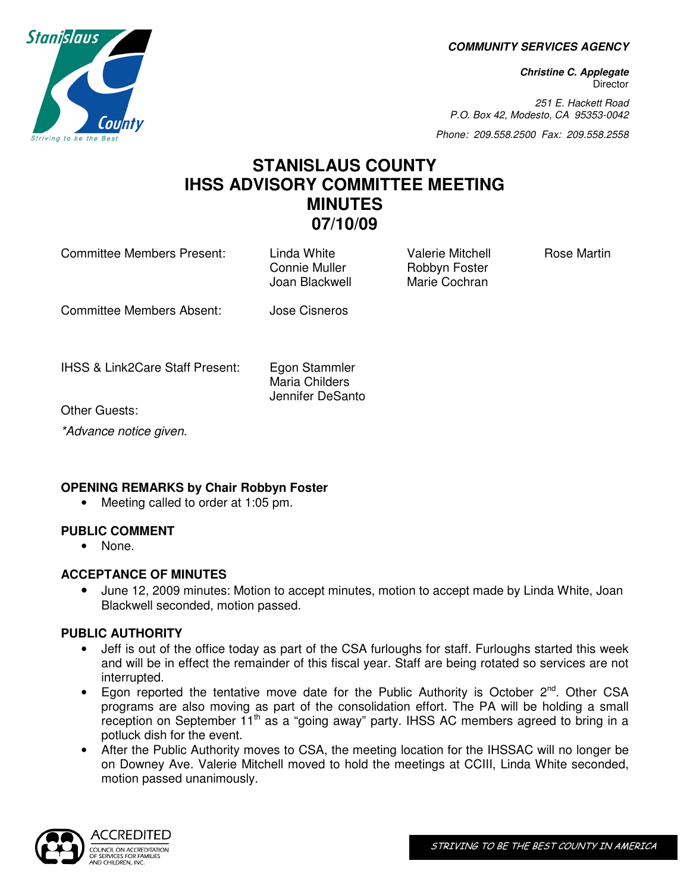**COMMUNITY SERVICES AGENCY**

***Christine C. Applegate***
Director

*251 E. Hackett Road*
*P.O. Box 42, Modesto, CA 95353-0042*

*Phone: 209.558.2500 Fax: 209.558.2558*

# STANISLAUS COUNTY
# IHSS ADVISORY COMMITTEE MEETING
# MINUTES
# 07/10/09

| | | | |
|---|---|---|---|
| Committee Members Present: | Linda White<br>Connie Muller<br>Joan Blackwell | Valerie Mitchell<br>Robbyn Foster<br>Marie Cochran | Rose Martin |
| Committee Members Absent: | Jose Cisneros | | |
| IHSS & Link2Care Staff Present: | Egon Stammler<br>Maria Childers<br>Jennifer DeSanto | | |
| Other Guests: | | | |

*\*Advance notice given.*

**OPENING REMARKS by Chair Robbyn Foster**

- Meeting called to order at 1:05 pm.

**PUBLIC COMMENT**

- None.

**ACCEPTANCE OF MINUTES**

- June 12, 2009 minutes: Motion to accept minutes, motion to accept made by Linda White, Joan Blackwell seconded, motion passed.

**PUBLIC AUTHORITY**

- Jeff is out of the office today as part of the CSA furloughs for staff. Furloughs started this week and will be in effect the remainder of this fiscal year. Staff are being rotated so services are not interrupted.
- Egon reported the tentative move date for the Public Authority is October 2nd. Other CSA programs are also moving as part of the consolidation effort. The PA will be holding a small reception on September 11th as a "going away" party. IHSS AC members agreed to bring in a potluck dish for the event.
- After the Public Authority moves to CSA, the meeting location for the IHSSAC will no longer be on Downey Ave. Valerie Mitchell moved to hold the meetings at CCIII, Linda White seconded, motion passed unanimously.

STRIVING TO BE THE BEST COUNTY IN AMERICA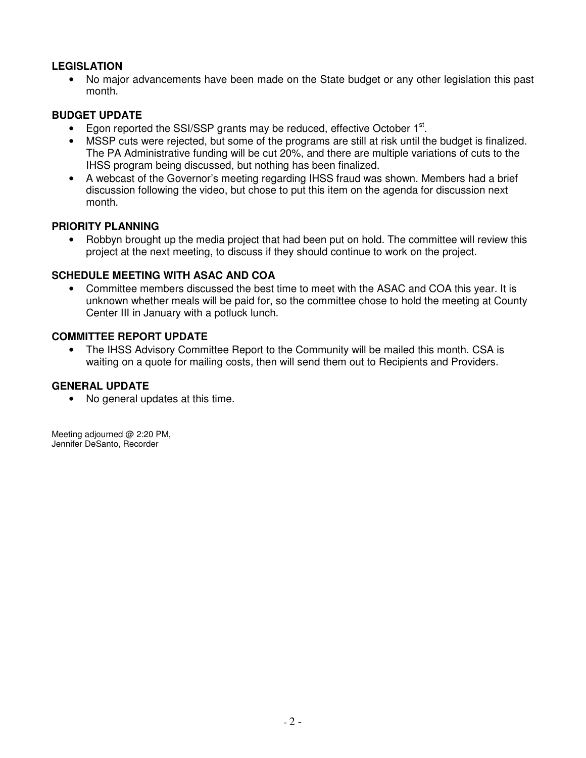**LEGISLATION**

- No major advancements have been made on the State budget or any other legislation this past month.

**BUDGET UPDATE**

- Egon reported the SSI/SSP grants may be reduced, effective October 1st.
- MSSP cuts were rejected, but some of the programs are still at risk until the budget is finalized. The PA Administrative funding will be cut 20%, and there are multiple variations of cuts to the IHSS program being discussed, but nothing has been finalized.
- A webcast of the Governor's meeting regarding IHSS fraud was shown. Members had a brief discussion following the video, but chose to put this item on the agenda for discussion next month.

**PRIORITY PLANNING**

- Robbyn brought up the media project that had been put on hold. The committee will review this project at the next meeting, to discuss if they should continue to work on the project.

**SCHEDULE MEETING WITH ASAC AND COA**

- Committee members discussed the best time to meet with the ASAC and COA this year. It is unknown whether meals will be paid for, so the committee chose to hold the meeting at County Center III in January with a potluck lunch.

**COMMITTEE REPORT UPDATE**

- The IHSS Advisory Committee Report to the Community will be mailed this month. CSA is waiting on a quote for mailing costs, then will send them out to Recipients and Providers.

**GENERAL UPDATE**

- No general updates at this time.

Meeting adjourned @ 2:20 PM,
Jennifer DeSanto, Recorder